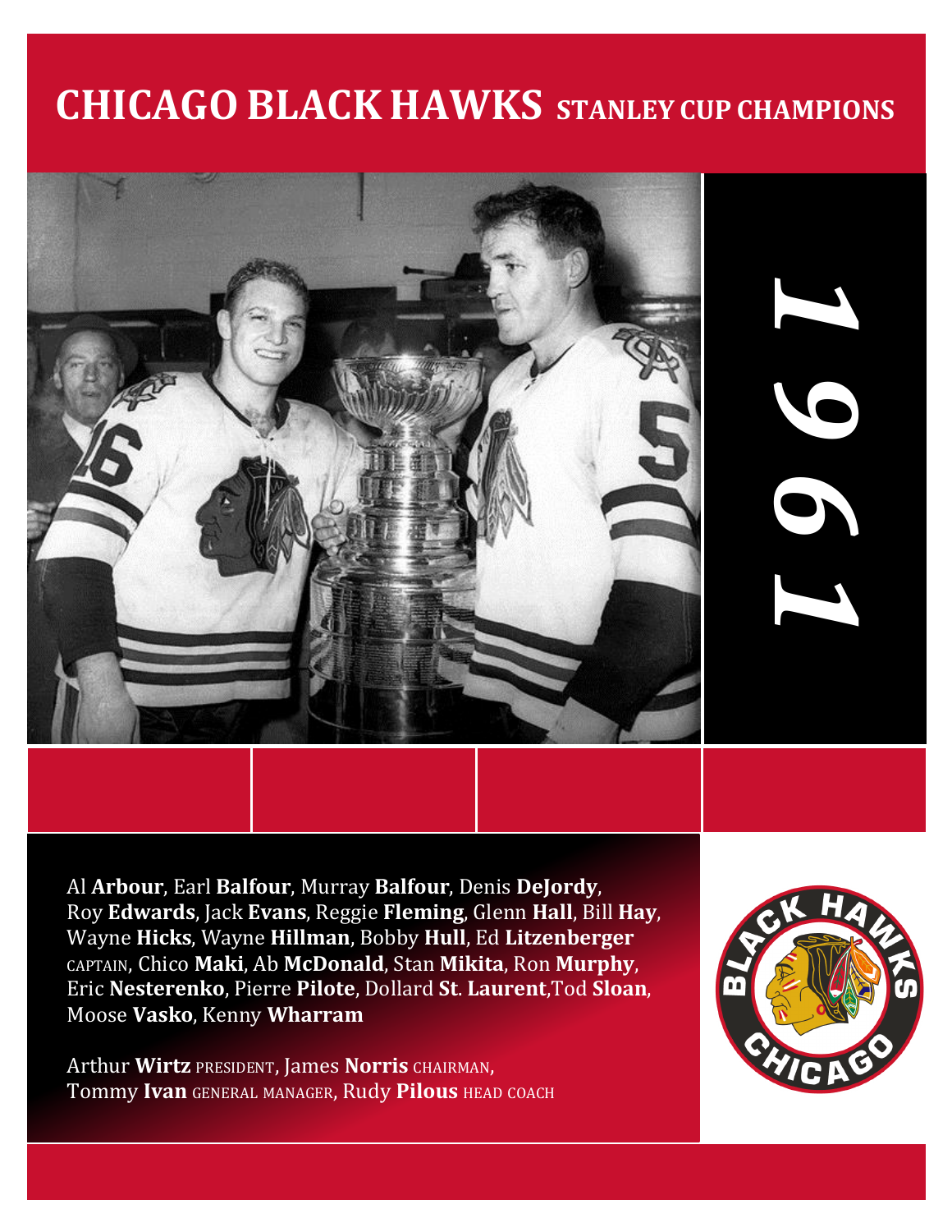# CHICAGO BLACK HAWKS STANLEY CUP CHAMPIONS

1961

Al **Arbour**, Earl **Balfour**, Murray **Balfour**, Denis **DeJordy**, Roy **Edwards**, Jack **Evans**, Reggie **Fleming**, Glenn **Hall**, Bill **Hay**, Wayne **Hicks**, Wayne **Hillman**, Bobby **Hull**, Ed **Litzenberger** CAPTAIN, Chico **Maki**, Ab **McDonald**, Stan **Mikita**, Ron **Murphy**, Eric **Nesterenko**, Pierre **Pilote**, Dollard **St. Laurent**,Tod **Sloan**, Moose **Vasko**, Kenny **Wharram**

Arthur **Wirtz** PRESIDENT, James **Norris** CHAIRMAN, Tommy **Ivan** GENERAL MANAGER, Rudy **Pilous** HEAD COACH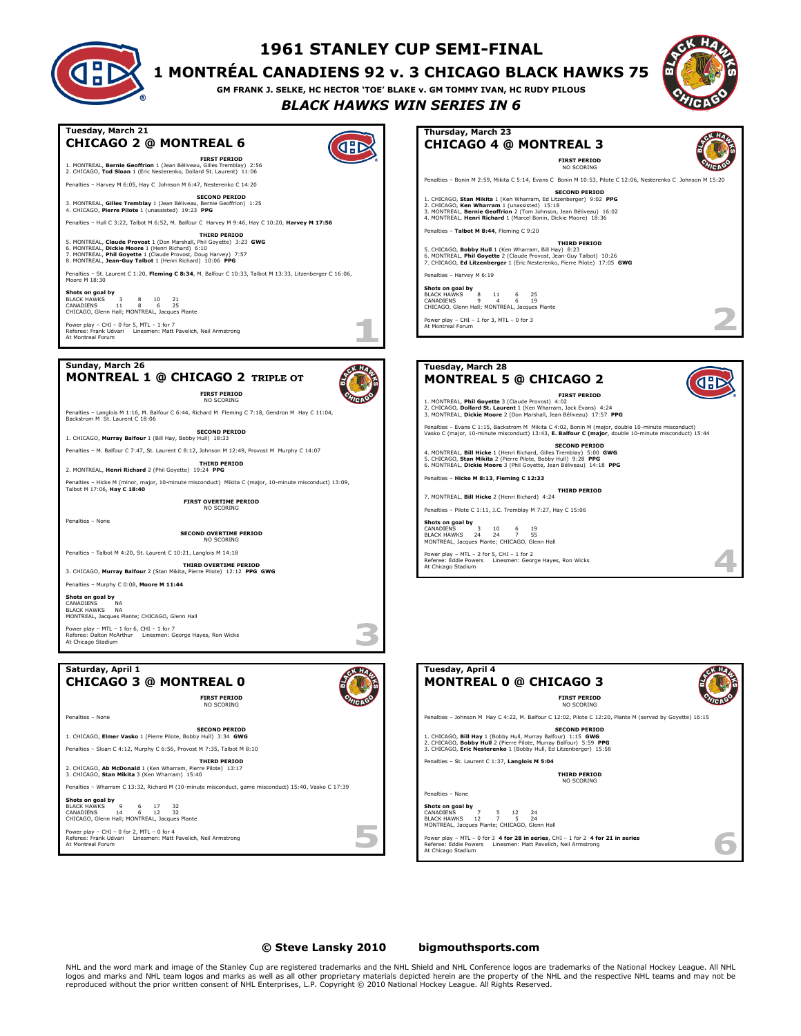# 1961 STANLEY CUP SEMI-FINAL

## 1 MONTRÉAL CANADIENS 92 v. 3 CHICAGO BLACK HAWKS 75

GM FRANK J. SELKE, HC HECTOR 'TOE' BLAKE v. GM TOMMY IVAN, HC RUDY PILOUS

***BLACK HAWKS WIN SERIES IN 6***

---

### Tuesday, March 21
### CHICAGO 2 @ MONTREAL 6

**FIRST PERIOD**
1. MONTREAL, **Bernie Geoffrion** 1 (Jean Béliveau, Gilles Tremblay) 2:56
2. CHICAGO, **Tod Sloan** 1 (Eric Nesterenko, Dollard St. Laurent) 11:06

Penalties – Harvey M 6:05, Hay C Johnson M 6:47, Nesterenko C 14:20

**SECOND PERIOD**
3. MONTREAL, **Gilles Tremblay** 1 (Jean Béliveau, Bernie Geoffrion) 1:25
4. CHICAGO, **Pierre Pilote** 1 (unassisted) 19:23 **PPG**

Penalties – Hull C 3:22, Talbot M 6:52, M. Balfour C Harvey M 9:46, Hay C 10:20, **Harvey M 17:56**

**THIRD PERIOD**
5. MONTREAL, **Claude Provost** 1 (Don Marshall, Phil Goyette) 3:23 **GWG**
6. MONTREAL, **Dickie Moore** 1 (Henri Richard) 6:10
7. MONTREAL, **Phil Goyette** 1 (Claude Provost, Doug Harvey) 7:57
8. MONTREAL, **Jean-Guy Talbot** 1 (Henri Richard) 10:06 **PPG**

Penalties – St. Laurent C 1:20, **Fleming C 8:34**, M. Balfour C 10:33, Talbot M 13:33, Litzenberger C 16:06, Moore M 18:30

**Shots on goal by**

| | | | | |
|---|---|---|---|---|
| BLACK HAWKS | 3 | 8 | 10 | 21 |
| CANADIENS | 11 | 8 | 6 | 25 |

CHICAGO, Glenn Hall; MONTREAL, Jacques Plante

Power play – CHI – 0 for 5, MTL – 1 for 7
Referee: Frank Udvari Linesmen: Matt Pavelich, Neil Armstrong
At Montreal Forum

1

---

### Thursday, March 23
### CHICAGO 4 @ MONTREAL 3

**FIRST PERIOD**
NO SCORING

Penalties – Bonin M 2:59, Mikita C 5:14, Evans C Bonin M 10:53, Pilote C 12:06, Nesterenko C Johnson M 15:20

**SECOND PERIOD**
1. CHICAGO, **Stan Mikita** 1 (Ken Wharram, Ed Litzenberger) 9:02 **PPG**
2. CHICAGO, **Ken Wharram** 1 (unassisted) 15:18
3. MONTREAL, **Bernie Geoffrion** 2 (Tom Johnson, Jean Béliveau) 16:02
4. MONTREAL, **Henri Richard** 1 (Marcel Bonin, Dickie Moore) 18:36

Penalties – **Talbot M 8:44**, Fleming C 9:20

**THIRD PERIOD**
5. CHICAGO, **Bobby Hull** 1 (Ken Wharram, Bill Hay) 8:23
6. MONTREAL, **Phil Goyette** 2 (Claude Provost, Jean-Guy Talbot) 10:26
7. CHICAGO, **Ed Litzenberger** 1 (Eric Nesterenko, Pierre Pilote) 17:05 **GWG**

Penalties – Harvey M 6:19

**Shots on goal by**

| | | | | |
|---|---|---|---|---|
| BLACK HAWKS | 8 | 11 | 6 | 25 |
| CANADIENS | 9 | 4 | 6 | 19 |

CHICAGO, Glenn Hall; MONTREAL, Jacques Plante

Power play – CHI – 1 for 3, MTL – 0 for 3
At Montreal Forum

2

---

### Sunday, March 26
### MONTREAL 1 @ CHICAGO 2 TRIPLE OT

**FIRST PERIOD**
NO SCORING

Penalties – Langlois M 1:16, M. Balfour C 6:44, Richard M Fleming C 7:18, Gendron M Hay C 11:04, Backstrom M St. Laurent C 18:06

**SECOND PERIOD**
1. CHICAGO, **Murray Balfour** 1 (Bill Hay, Bobby Hull) 18:33

Penalties – M. Balfour C 7:47, St. Laurent C 8:12, Johnson M 12:49, Provost M Murphy C 14:07

**THIRD PERIOD**
2. MONTREAL, **Henri Richard** 2 (Phil Goyette) 19:24 **PPG**

Penalties – Hicke M (minor, major, 10-minute misconduct) Mikita C (major, 10-minute misconduct) 13:09, Talbot M 17:06, **Hay C 18:40**

**FIRST OVERTIME PERIOD**
NO SCORING

Penalties – None

**SECOND OVERTIME PERIOD**
NO SCORING

Penalties – Talbot M 4:20, St. Laurent C 10:21, Langlois M 14:18

**THIRD OVERTIME PERIOD**
3. CHICAGO, **Murray Balfour** 2 (Stan Mikita, Pierre Pilote) 12:12 **PPG GWG**

Penalties – Murphy C 0:08, **Moore M 11:44**

**Shots on goal by**

| | |
|---|---|
| CANADIENS | NA |
| BLACK HAWKS | NA |

MONTREAL, Jacques Plante; CHICAGO, Glenn Hall

Power play – MTL – 1 for 6, CHI – 1 for 7
Referee: Dalton McArthur Linesmen: George Hayes, Ron Wicks
At Chicago Stadium

3

---

### Tuesday, March 28
### MONTREAL 5 @ CHICAGO 2

**FIRST PERIOD**
1. MONTREAL, **Phil Goyette** 3 (Claude Provost) 4:02
2. CHICAGO, **Dollard St. Laurent** 1 (Ken Wharram, Jack Evans) 4:24
3. MONTREAL, **Dickie Moore** 2 (Don Marshall, Jean Béliveau) 17:57 **PPG**

Penalties – Evans C 1:15, Backstrom M Mikita C 4:02, Bonin M (major, double 10-minute misconduct) Vasko C (major, 10-minute misconduct) 13:43, **E. Balfour C (major**, double 10-minute misconduct) 15:44

**SECOND PERIOD**
4. MONTREAL, **Bill Hicke** 1 (Henri Richard, Gilles Tremblay) 5:00 **GWG**
5. CHICAGO, **Stan Mikita** 2 (Pierre Pilote, Bobby Hull) 9:28 **PPG**
6. MONTREAL, **Dickie Moore** 3 (Phil Goyette, Jean Béliveau) 14:18 **PPG**

Penalties – **Hicke M 8:13, Fleming C 12:33**

**THIRD PERIOD**
7. MONTREAL, **Bill Hicke** 2 (Henri Richard) 4:24

Penalties – Pilote C 1:11, J.C. Tremblay M 7:27, Hay C 15:06

**Shots on goal by**

| | | | | |
|---|---|---|---|---|
| CANADIENS | 3 | 10 | 6 | 19 |
| BLACK HAWKS | 24 | 24 | 7 | 55 |

MONTREAL, Jacques Plante; CHICAGO, Glenn Hall

Power play – MTL – 2 for 5, CHI – 1 for 2
Referee: Eddie Powers Linesmen: George Hayes, Ron Wicks
At Chicago Stadium

4

---

### Saturday, April 1
### CHICAGO 3 @ MONTREAL 0

**FIRST PERIOD**
NO SCORING

Penalties – None

**SECOND PERIOD**
1. CHICAGO, **Elmer Vasko** 1 (Pierre Pilote, Bobby Hull) 3:34 **GWG**

Penalties – Sloan C 4:12, Murphy C 6:56, Provost M 7:35, Talbot M 8:10

**THIRD PERIOD**
2. CHICAGO, **Ab McDonald** 1 (Ken Wharram, Pierre Pilote) 13:17
3. CHICAGO, **Stan Mikita** 3 (Ken Wharram) 15:40

Penalties – Wharram C 13:32, Richard M (10-minute misconduct, game misconduct) 15:40, Vasko C 17:39

**Shots on goal by**

| | | | | |
|---|---|---|---|---|
| BLACK HAWKS | 9 | 6 | 17 | 32 |
| CANADIENS | 14 | 6 | 12 | 32 |

CHICAGO, Glenn Hall; MONTREAL, Jacques Plante

Power play – CHI – 0 for 2, MTL – 0 for 4
Referee: Frank Udvari Linesmen: Matt Pavelich, Neil Armstrong
At Montreal Forum

5

---

### Tuesday, April 4
### MONTREAL 0 @ CHICAGO 3

**FIRST PERIOD**
NO SCORING

Penalties – Johnson M Hay C 4:22, M. Balfour C 12:02, Pilote C 12:20, Plante M (served by Goyette) 16:15

**SECOND PERIOD**
1. CHICAGO, **Bill Hay** 1 (Bobby Hull, Murray Balfour) 1:15 **GWG**
2. CHICAGO, **Bobby Hull** 2 (Pierre Pilote, Murray Balfour) 5:59 **PPG**
3. CHICAGO, **Eric Nesterenko** 1 (Bobby Hull, Ed Litzenberger) 15:58

Penalties – St. Laurent C 1:37, **Langlois M 5:04**

**THIRD PERIOD**
NO SCORING

Penalties – None

**Shots on goal by**

| | | | | |
|---|---|---|---|---|
| CANADIENS | 7 | 5 | 12 | 24 |
| BLACK HAWKS | 12 | 7 | 5 | 24 |

MONTREAL, Jacques Plante; CHICAGO, Glenn Hall

Power play – MTL – 0 for 3 **4 for 28 in series**, CHI – 1 for 2 **4 for 21 in series**
Referee: Eddie Powers Linesmen: Matt Pavelich, Neil Armstrong
At Chicago Stadium

6

---

**© Steve Lansky 2010 bigmouthsports.com**

NHL and the word mark and image of the Stanley Cup are registered trademarks and the NHL Shield and NHL Conference logos are trademarks of the National Hockey League. All NHL logos and marks and NHL team logos and marks as well as all other proprietary materials depicted herein are the property of the NHL and the respective NHL teams and may not be reproduced without the prior written consent of NHL Enterprises, L.P. Copyright © 2010 National Hockey League. All Rights Reserved.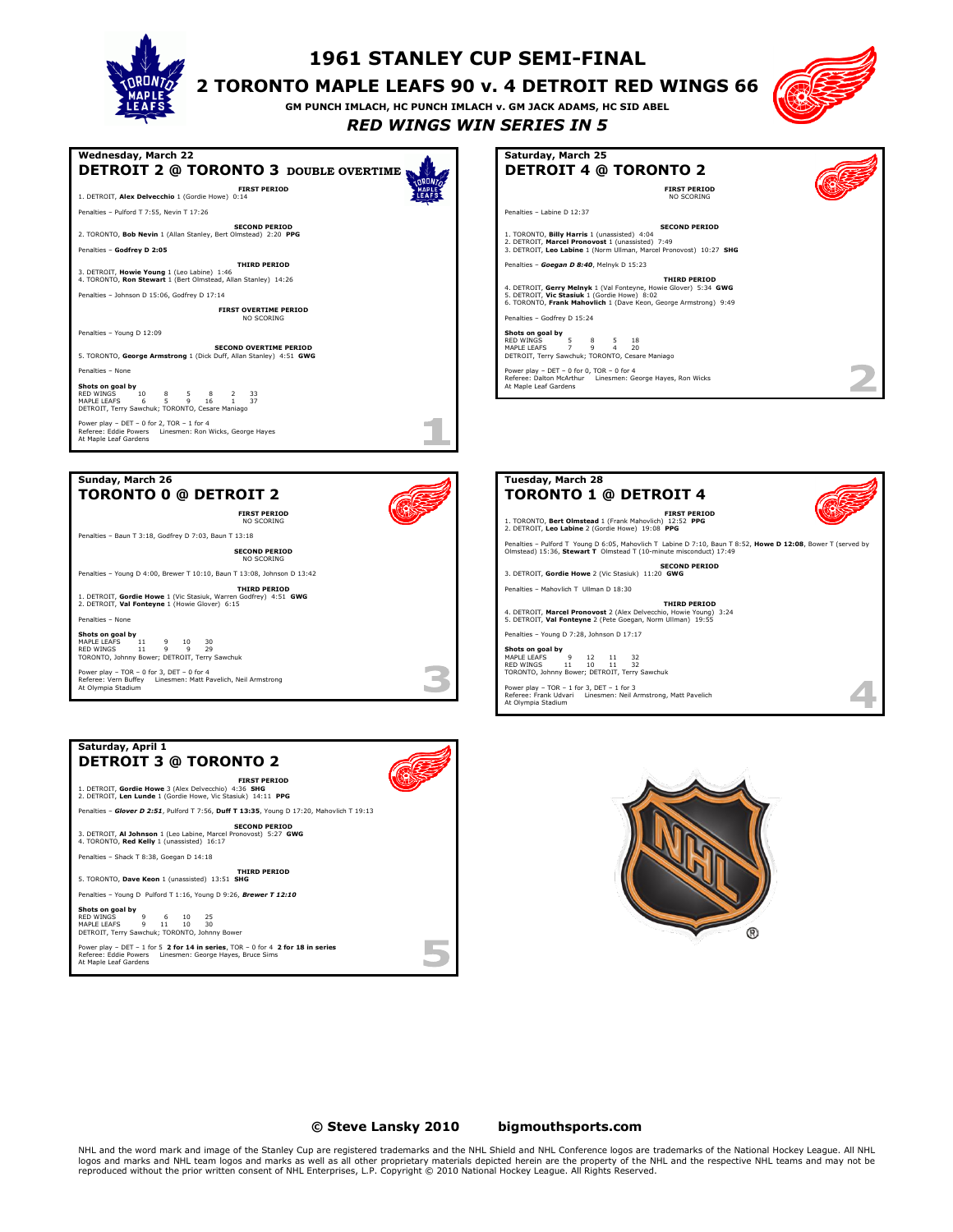# 1961 STANLEY CUP SEMI-FINAL

## 2 TORONTO MAPLE LEAFS 90 v. 4 DETROIT RED WINGS 66

**GM PUNCH IMLACH, HC PUNCH IMLACH v. GM JACK ADAMS, HC SID ABEL**

***RED WINGS WIN SERIES IN 5***

---

### Wednesday, March 22
## DETROIT 2 @ TORONTO 3 DOUBLE OVERTIME

**FIRST PERIOD**
1. DETROIT, **Alex Delvecchio** 1 (Gordie Howe) 0:14

Penalties – Pulford T 7:55, Nevin T 17:26

**SECOND PERIOD**
2. TORONTO, **Bob Nevin** 1 (Allan Stanley, Bert Olmstead) 2:20 **PPG**

Penalties – **Godfrey D 2:05**

**THIRD PERIOD**
3. DETROIT, **Howie Young** 1 (Leo Labine) 1:46
4. TORONTO, **Ron Stewart** 1 (Bert Olmstead, Allan Stanley) 14:26

Penalties – Johnson D 15:06, Godfrey D 17:14

**FIRST OVERTIME PERIOD**
NO SCORING

Penalties – Young D 12:09

**SECOND OVERTIME PERIOD**
5. TORONTO, **George Armstrong** 1 (Dick Duff, Allan Stanley) 4:51 **GWG**

Penalties – None

**Shots on goal by**

| | | | | | | |
|---|---|---|---|---|---|---|
| RED WINGS | 10 | 8 | 5 | 8 | 2 | 33 |
| MAPLE LEAFS | 6 | 5 | 9 | 16 | 1 | 37 |

DETROIT, Terry Sawchuk; TORONTO, Cesare Maniago

Power play – DET – 0 for 2, TOR – 1 for 4
Referee: Eddie Powers Linesmen: Ron Wicks, George Hayes
At Maple Leaf Gardens

1

---

### Saturday, March 25
## DETROIT 4 @ TORONTO 2

**FIRST PERIOD**
NO SCORING

Penalties – Labine D 12:37

**SECOND PERIOD**
1. TORONTO, **Billy Harris** 1 (unassisted) 4:04
2. DETROIT, **Marcel Pronovost** 1 (unassisted) 7:49
3. DETROIT, **Leo Labine** 1 (Norm Ullman, Marcel Pronovost) 10:27 **SHG**

Penalties – ***Goegan D 8:40***, Melnyk D 15:23

**THIRD PERIOD**
4. DETROIT, **Gerry Melnyk** 1 (Val Fonteyne, Howie Glover) 5:34 **GWG**
5. DETROIT, **Vic Stasiuk** 1 (Gordie Howe) 8:02
6. TORONTO, **Frank Mahovlich** 1 (Dave Keon, George Armstrong) 9:49

Penalties – Godfrey D 15:24

**Shots on goal by**

| | | | | |
|---|---|---|---|---|
| RED WINGS | 5 | 8 | 5 | 18 |
| MAPLE LEAFS | 7 | 9 | 4 | 20 |

DETROIT, Terry Sawchuk; TORONTO, Cesare Maniago

Power play – DET – 0 for 0, TOR – 0 for 4
Referee: Dalton McArthur Linesmen: George Hayes, Ron Wicks
At Maple Leaf Gardens

2

---

### Sunday, March 26
## TORONTO 0 @ DETROIT 2

**FIRST PERIOD**
NO SCORING

Penalties – Baun T 3:18, Godfrey D 7:03, Baun T 13:18

**SECOND PERIOD**
NO SCORING

Penalties – Young D 4:00, Brewer T 10:10, Baun T 13:08, Johnson D 13:42

**THIRD PERIOD**
1. DETROIT, **Gordie Howe** 1 (Vic Stasiuk, Warren Godfrey) 4:51 **GWG**
2. DETROIT, **Val Fonteyne** 1 (Howie Glover) 6:15

Penalties – None

**Shots on goal by**

| | | | | |
|---|---|---|---|---|
| MAPLE LEAFS | 11 | 9 | 10 | 30 |
| RED WINGS | 11 | 9 | 9 | 29 |

TORONTO, Johnny Bower; DETROIT, Terry Sawchuk

Power play – TOR – 0 for 3, DET – 0 for 4
Referee: Vern Buffey Linesmen: Matt Pavelich, Neil Armstrong
At Olympia Stadium

3

---

### Tuesday, March 28
## TORONTO 1 @ DETROIT 4

**FIRST PERIOD**
1. TORONTO, **Bert Olmstead** 1 (Frank Mahovlich) 12:52 **PPG**
2. DETROIT, **Leo Labine** 2 (Gordie Howe) 19:08 **PPG**

Penalties – Pulford T Young D 6:05, Mahovlich T Labine D 7:10, Baun T 8:52, **Howe D 12:08**, Bower T (served by Olmstead) 15:36, **Stewart T** Olmstead T (10-minute misconduct) 17:49

**SECOND PERIOD**
3. DETROIT, **Gordie Howe** 2 (Vic Stasiuk) 11:20 **GWG**

Penalties – Mahovlich T Ullman D 18:30

**THIRD PERIOD**
4. DETROIT, **Marcel Pronovost** 2 (Alex Delvecchio, Howie Young) 3:24
5. DETROIT, **Val Fonteyne** 2 (Pete Goegan, Norm Ullman) 19:55

Penalties – Young D 7:28, Johnson D 17:17

**Shots on goal by**

| | | | | |
|---|---|---|---|---|
| MAPLE LEAFS | 9 | 12 | 11 | 32 |
| RED WINGS | 11 | 10 | 11 | 32 |

TORONTO, Johnny Bower; DETROIT, Terry Sawchuk

Power play – TOR – 1 for 3, DET – 1 for 3
Referee: Frank Udvari Linesmen: Neil Armstrong, Matt Pavelich
At Olympia Stadium

4

---

### Saturday, April 1
## DETROIT 3 @ TORONTO 2

**FIRST PERIOD**
1. DETROIT, **Gordie Howe** 3 (Alex Delvecchio) 4:36 **SHG**
2. DETROIT, **Len Lunde** 1 (Gordie Howe, Vic Stasiuk) 14:11 **PPG**

Penalties – ***Glover D 2:51***, Pulford T 7:56, **Duff T 13:35**, Young D 17:20, Mahovlich T 19:13

**SECOND PERIOD**
3. DETROIT, **Al Johnson** 1 (Leo Labine, Marcel Pronovost) 5:27 **GWG**
4. TORONTO, **Red Kelly** 1 (unassisted) 16:17

Penalties – Shack T 8:38, Goegan D 14:18

**THIRD PERIOD**
5. TORONTO, **Dave Keon** 1 (unassisted) 13:51 **SHG**

Penalties – Young D Pulford T 1:16, Young D 9:26, ***Brewer T 12:10***

**Shots on goal by**

| | | | | |
|---|---|---|---|---|
| RED WINGS | 9 | 6 | 10 | 25 |
| MAPLE LEAFS | 9 | 11 | 10 | 30 |

DETROIT, Terry Sawchuk; TORONTO, Johnny Bower

Power play – DET – 1 for 5 **2 for 14 in series**, TOR – 0 for 4 **2 for 18 in series**
Referee: Eddie Powers Linesmen: George Hayes, Bruce Sims
At Maple Leaf Gardens

5

---

**© Steve Lansky 2010 bigmouthsports.com**

NHL and the word mark and image of the Stanley Cup are registered trademarks and the NHL Shield and NHL Conference logos are trademarks of the National Hockey League. All NHL logos and marks and NHL team logos and marks as well as all other proprietary materials depicted herein are the property of the NHL and the respective NHL teams and may not be reproduced without the prior written consent of NHL Enterprises, L.P. Copyright © 2010 National Hockey League. All Rights Reserved.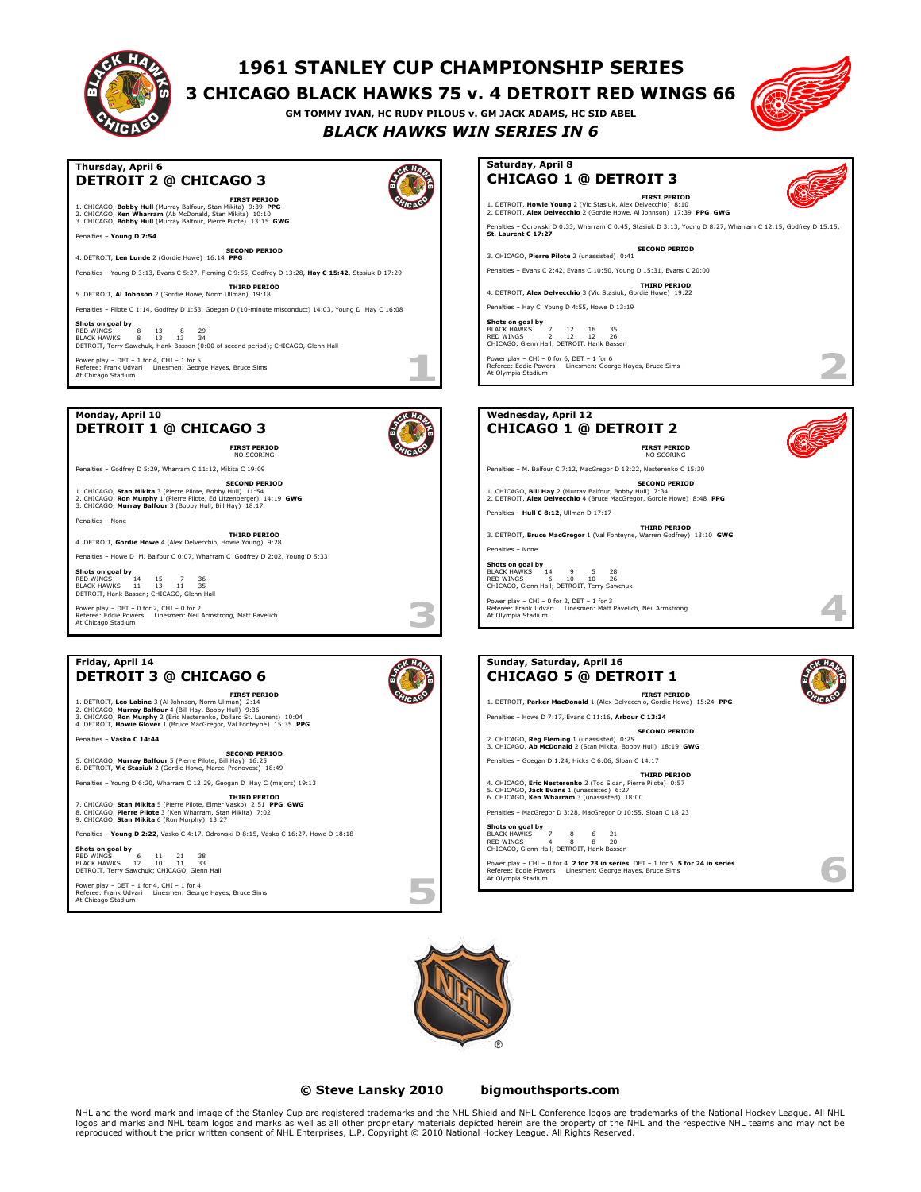# 1961 STANLEY CUP CHAMPIONSHIP SERIES

## 3 CHICAGO BLACK HAWKS 75 v. 4 DETROIT RED WINGS 66

**GM TOMMY IVAN, HC RUDY PILOUS v. GM JACK ADAMS, HC SID ABEL**

***BLACK HAWKS WIN SERIES IN 6***

---

### Game 1

**Thursday, April 6**

**DETROIT 2 @ CHICAGO 3**

**FIRST PERIOD**

1. CHICAGO, **Bobby Hull** (Murray Balfour, Stan Mikita) 9:39 **PPG**
2. CHICAGO, **Ken Wharram** (Ab McDonald, Stan Mikita) 10:10
3. CHICAGO, **Bobby Hull** (Murray Balfour, Pierre Pilote) 13:15 **GWG**

Penalties – **Young D 7:54**

**SECOND PERIOD**

4. DETROIT, **Len Lunde** 2 (Gordie Howe) 16:14 **PPG**

Penalties – Young D 3:13, Evans C 5:27, Fleming C 9:55, Godfrey D 13:28, **Hay C 15:42**, Stasiuk D 17:29

**THIRD PERIOD**

5. DETROIT, **Al Johnson** 2 (Gordie Howe, Norm Ullman) 19:18

Penalties – Pilote C 1:14, Godfrey D 1:53, Goegan D (10-minute misconduct) 14:03, Young D Hay C 16:08

**Shots on goal by**

| | | | | |
|---|---|---|---|---|
| RED WINGS | 8 | 13 | 8 | 29 |
| BLACK HAWKS | 8 | 13 | 13 | 34 |

DETROIT, Terry Sawchuk, Hank Bassen (0:00 of second period); CHICAGO, Glenn Hall

Power play – DET – 1 for 4, CHI – 1 for 5
Referee: Frank Udvari Linesmen: George Hayes, Bruce Sims
At Chicago Stadium

---

### Game 2

**Saturday, April 8**

**CHICAGO 1 @ DETROIT 3**

**FIRST PERIOD**

1. DETROIT, **Howie Young** 2 (Vic Stasiuk, Alex Delvecchio) 8:10
2. DETROIT, **Alex Delvecchio** 2 (Gordie Howe, Al Johnson) 17:39 **PPG GWG**

Penalties – Odrowski D 0:33, Wharram C 0:45, Stasiuk D 3:13, Young D 8:27, Wharram C 12:15, Godfrey D 15:15, **St. Laurent C 17:27**

**SECOND PERIOD**

3. CHICAGO, **Pierre Pilote** 2 (unassisted) 0:41

Penalties – Evans C 2:42, Evans C 10:50, Young D 15:31, Evans C 20:00

**THIRD PERIOD**

4. DETROIT, **Alex Delvecchio** 3 (Vic Stasiuk, Gordie Howe) 19:22

Penalties – Hay C Young D 4:55, Howe D 13:19

**Shots on goal by**

| | | | | |
|---|---|---|---|---|
| BLACK HAWKS | 7 | 12 | 16 | 35 |
| RED WINGS | 2 | 12 | 12 | 26 |

CHICAGO, Glenn Hall; DETROIT, Hank Bassen

Power play – CHI – 0 for 6, DET – 1 for 6
Referee: Eddie Powers Linesmen: George Hayes, Bruce Sims
At Olympia Stadium

---

### Game 3

**Monday, April 10**

**DETROIT 1 @ CHICAGO 3**

**FIRST PERIOD**

NO SCORING

Penalties – Godfrey D 5:29, Wharram C 11:12, Mikita C 19:09

**SECOND PERIOD**

1. CHICAGO, **Stan Mikita** 3 (Pierre Pilote, Bobby Hull) 11:54
2. CHICAGO, **Ron Murphy** 1 (Pierre Pilote, Ed Litzenberger) 14:19 **GWG**
3. CHICAGO, **Murray Balfour** 3 (Bobby Hull, Bill Hay) 18:17

Penalties – None

**THIRD PERIOD**

4. DETROIT, **Gordie Howe** 4 (Alex Delvecchio, Howie Young) 9:28

Penalties – Howe D M. Balfour C 0:07, Wharram C Godfrey D 2:02, Young D 5:33

**Shots on goal by**

| | | | | |
|---|---|---|---|---|
| RED WINGS | 14 | 15 | 7 | 36 |
| BLACK HAWKS | 11 | 13 | 11 | 35 |

DETROIT, Hank Bassen; CHICAGO, Glenn Hall

Power play – DET – 0 for 2, CHI – 0 for 2
Referee: Eddie Powers Linesmen: Neil Armstrong, Matt Pavelich
At Chicago Stadium

---

### Game 4

**Wednesday, April 12**

**CHICAGO 1 @ DETROIT 2**

**FIRST PERIOD**

NO SCORING

Penalties – M. Balfour C 7:12, MacGregor D 12:22, Nesterenko C 15:30

**SECOND PERIOD**

1. CHICAGO, **Bill Hay** 2 (Murray Balfour, Bobby Hull) 7:34
2. DETROIT, **Alex Delvecchio** 4 (Bruce MacGregor, Gordie Howe) 8:48 **PPG**

Penalties – **Hull C 8:12**, Ullman D 17:17

**THIRD PERIOD**

3. DETROIT, **Bruce MacGregor** 1 (Val Fonteyne, Warren Godfrey) 13:10 **GWG**

Penalties – None

**Shots on goal by**

| | | | | |
|---|---|---|---|---|
| BLACK HAWKS | 14 | 9 | 5 | 28 |
| RED WINGS | 6 | 10 | 10 | 26 |

CHICAGO, Glenn Hall; DETROIT, Terry Sawchuk

Power play – CHI – 0 for 2, DET – 1 for 3
Referee: Frank Udvari Linesmen: Matt Pavelich, Neil Armstrong
At Olympia Stadium

---

### Game 5

**Friday, April 14**

**DETROIT 3 @ CHICAGO 6**

**FIRST PERIOD**

1. DETROIT, **Leo Labine** 3 (Al Johnson, Norm Ullman) 2:14
2. CHICAGO, **Murray Balfour** 4 (Bill Hay, Bobby Hull) 9:36
3. CHICAGO, **Ron Murphy** 2 (Eric Nesterenko, Dollard St. Laurent) 10:04
4. DETROIT, **Howie Glover** 1 (Bruce MacGregor, Val Fonteyne) 15:35 **PPG**

Penalties – **Vasko C 14:44**

**SECOND PERIOD**

5. CHICAGO, **Murray Balfour** 5 (Pierre Pilote, Bill Hay) 16:25
6. DETROIT, **Vic Stasiuk** 2 (Gordie Howe, Marcel Pronovost) 18:49

Penalties – Young D 6:20, Wharram C 12:29, Goegan D Hay C (majors) 19:13

**THIRD PERIOD**

7. CHICAGO, **Stan Mikita** 5 (Pierre Pilote, Elmer Vasko) 2:51 **PPG GWG**
8. CHICAGO, **Pierre Pilote** 3 (Ken Wharram, Stan Mikita) 7:02
9. CHICAGO, **Stan Mikita** 6 (Ron Murphy) 13:27

Penalties – **Young D 2:22**, Vasko C 4:17, Odrowski D 8:15, Vasko C 16:27, Howe D 18:18

**Shots on goal by**

| | | | | |
|---|---|---|---|---|
| RED WINGS | 6 | 11 | 21 | 38 |
| BLACK HAWKS | 12 | 10 | 11 | 33 |

DETROIT, Terry Sawchuk; CHICAGO, Glenn Hall

Power play – DET – 1 for 4, CHI – 1 for 4
Referee: Frank Udvari Linesmen: George Hayes, Bruce Sims
At Chicago Stadium

---

### Game 6

**Sunday, Saturday, April 16**

**CHICAGO 5 @ DETROIT 1**

**FIRST PERIOD**

1. DETROIT, **Parker MacDonald** 1 (Alex Delvecchio, Gordie Howe) 15:24 **PPG**

Penalties – Howe D 7:17, Evans C 11:16, **Arbour C 13:34**

**SECOND PERIOD**

2. CHICAGO, **Reg Fleming** 1 (unassisted) 0:25
3. CHICAGO, **Ab McDonald** 2 (Stan Mikita, Bobby Hull) 18:19 **GWG**

Penalties – Goegan D 1:24, Hicks C 6:06, Sloan C 14:17

**THIRD PERIOD**

4. CHICAGO, **Eric Nesterenko** 2 (Tod Sloan, Pierre Pilote) 0:57
5. CHICAGO, **Jack Evans** 1 (unassisted) 6:27
6. CHICAGO, **Ken Wharram** 3 (unassisted) 18:00

Penalties – MacGregor D 3:28, MacGregor D 10:55, Sloan C 18:23

**Shots on goal by**

| | | | | |
|---|---|---|---|---|
| BLACK HAWKS | 7 | 8 | 6 | 21 |
| RED WINGS | 4 | 8 | 8 | 20 |

CHICAGO, Glenn Hall; DETROIT, Hank Bassen

Power play – CHI – 0 for 4 **2 for 23 in series**, DET – 1 for 5 **5 for 24 in series**
Referee: Eddie Powers Linesmen: George Hayes, Bruce Sims
At Olympia Stadium

---

**© Steve Lansky 2010 bigmouthsports.com**

NHL and the word mark and image of the Stanley Cup are registered trademarks and the NHL Shield and NHL Conference logos are trademarks of the National Hockey League. All NHL logos and marks and NHL team logos and marks as well as all other proprietary materials depicted herein are the property of the NHL and the respective NHL teams and may not be reproduced without the prior written consent of NHL Enterprises, L.P. Copyright © 2010 National Hockey League. All Rights Reserved.